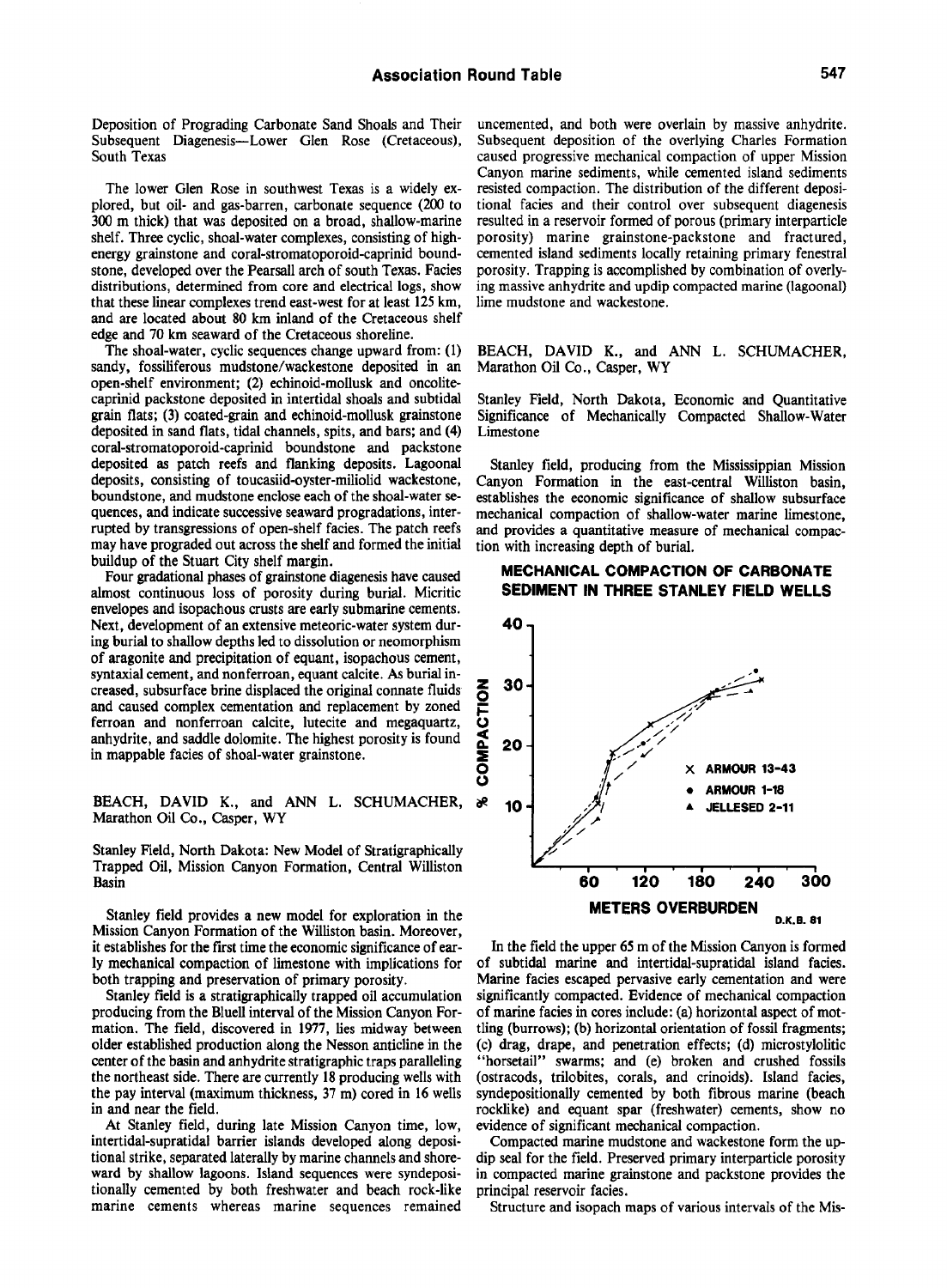Deposition of Prograding Carbonate Sand Shoals and Their Subsequent Diagenesis—Lower Glen Rose (Cretaceous), South Texas

The lower Glen Rose in southwest Texas is a widely explored, but oil- and gas-barren, carbonate sequence (200 to 300 m thick) that was deposited on a broad, shallow-marine shelf. Three cyclic, shoal-water complexes, consisting of high-energy grainstone and coral-stromatoporoid-caprinid boundstone, developed over the Pearsall arch of south Texas. Facies distributions, determined from core and electrical logs, show that these linear complexes trend east-west for at least 125 km, and are located about 80 km inland of the Cretaceous shelf edge and 70 km seaward of the Cretaceous shoreline.

The shoal-water, cyclic sequences change upward from: (1) sandy, fossiliferous mudstone/wackestone deposited in an open-shelf environment; (2) echinoid-mollusk and oncolite-caprinid packstone deposited in intertidal shoals and subtidal grain flats; (3) coated-grain and echinoid-mollusk grainstone deposited in sand flats, tidal channels, spits, and bars; and (4) coral-stromatoporoid-caprinid boundstone and packstone deposited as patch reefs and flanking deposits. Lagoonal deposits, consisting of toucasiid-oyster-miliolid wackestone, boundstone, and mudstone enclose each of the shoal-water sequences, and indicate successive seaward progradations, interrupted by transgressions of open-shelf facies. The patch reefs may have prograded out across the shelf and formed the initial buildup of the Stuart City shelf margin.

Four gradational phases of grainstone diagenesis have caused almost continuous loss of porosity during burial. Micritic envelopes and isopachous crusts are early submarine cements. Next, development of an extensive meteoric-water system during burial to shallow depths led to dissolution or neomorphism of aragonite and precipitation of equant, isopachous cement, syntaxial cement, and nonferroan, equant calcite. As burial increased, subsurface brine displaced the original connate fluids and caused complex cementation and replacement by zoned ferroan and nonferroan calcite, lutecite and megaquartz, anhydrite, and saddle dolomite. The highest porosity is found in mappable facies of shoal-water grainstone.

BEACH, DAVID K., and ANN L. SCHUMACHER, Marathon Oil Co., Casper, WY

Stanley Field, North Dakota: New Model of Stratigraphically Trapped Oil, Mission Canyon Formation, Central Williston Basin

Stanley field provides a new model for exploration in the Mission Canyon Formation of the Williston basin. Moreover, it establishes for the first time the economic significance of early mechanical compaction of limestone with implications for both trapping and preservation of primary porosity.

Stanley field is a stratigraphically trapped oil accumulation producing from the Bluell interval of the Mission Canyon Formation. The field, discovered in 1977, lies midway between older established production along the Nesson anticline in the center of the basin and anhydrite stratigraphic traps paralleling the northeast side. There are currently 18 producing wells with the pay interval (maximum thickness, 37 m) cored in 16 wells in and near the field.

At Stanley field, during late Mission Canyon time, low, intertidal-supratidal barrier islands developed along depositional strike, separated laterally by marine channels and shoreward by shallow lagoons. Island sequences were syndepositionally cemented by both freshwater and beach rock-like marine cements whereas marine sequences remained uncemented, and both were overlain by massive anhydrite. Subsequent deposition of the overlying Charles Formation caused progressive mechanical compaction of upper Mission Canyon marine sediments, while cemented island sediments resisted compaction. The distribution of the different depositional facies and their control over subsequent diagenesis resulted in a reservoir formed of porous (primary interparticle porosity) marine grainstone-packstone and fractured, cemented island sediments locally retaining primary fenestral porosity. Trapping is accomplished by combination of overlying massive anhydrite and updip compacted marine (lagoonal) lime mudstone and wackestone.

BEACH, DAVID K., and ANN L. SCHUMACHER, Marathon Oil Co., Casper, WY

Stanley Field, North Dakota, Economic and Quantitative Significance of Mechanically Compacted Shallow-Water Limestone

Stanley field, producing from the Mississippian Mission Canyon Formation in the east-central Williston basin, establishes the economic significance of shallow subsurface mechanical compaction of shallow-water marine limestone, and provides a quantitative measure of mechanical compaction with increasing depth of burial.

**MECHANICAL COMPACTION OF CARBONATE SEDIMENT IN THREE STANLEY FIELD WELLS**

In the field the upper 65 m of the Mission Canyon is formed of subtidal marine and intertidal-supratidal island facies. Marine facies escaped pervasive early cementation and were significantly compacted. Evidence of mechanical compaction of marine facies in cores include: (a) horizontal aspect of mottling (burrows); (b) horizontal orientation of fossil fragments; (c) drag, drape, and penetration effects; (d) microstylolitic "horsetail" swarms; and (e) broken and crushed fossils (ostracods, trilobites, corals, and crinoids). Island facies, syndepositionally cemented by both fibrous marine (beach rocklike) and equant spar (freshwater) cements, show no evidence of significant mechanical compaction.

Compacted marine mudstone and wackestone form the updip seal for the field. Preserved primary interparticle porosity in compacted marine grainstone and packstone provides the principal reservoir facies.

Structure and isopach maps of various intervals of the Mis-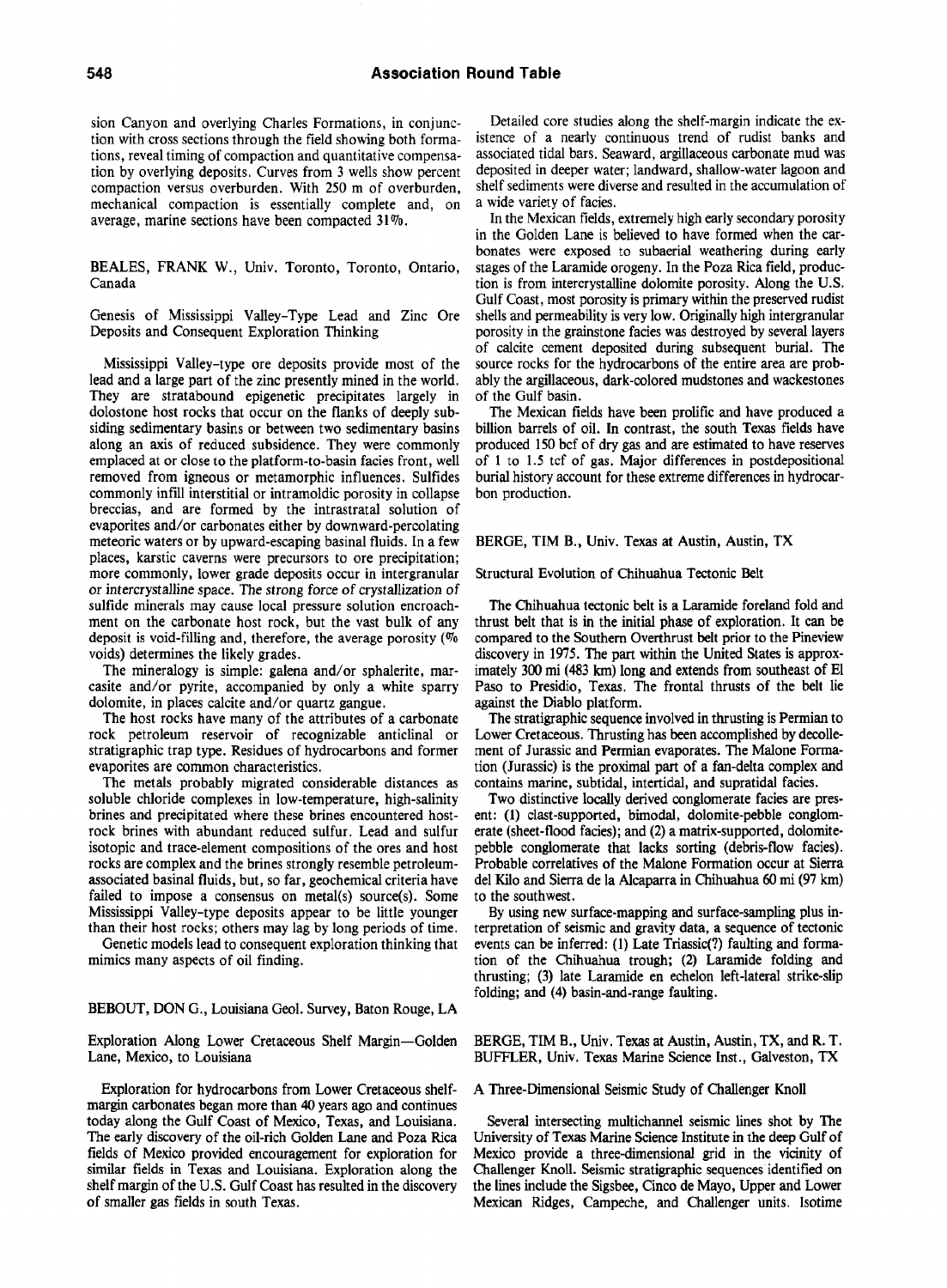sion Canyon and overlying Charles Formations, in conjunction with cross sections through the field showing both formations, reveal timing of compaction and quantitative compensation by overlying deposits. Curves from 3 wells show percent compaction versus overburden. With 250 m of overburden, mechanical compaction is essentially complete and, on average, marine sections have been compacted 31%.

BEALES, FRANK W., Univ. Toronto, Toronto, Ontario, Canada

Genesis of Mississippi Valley-Type Lead and Zinc Ore Deposits and Consequent Exploration Thinking

Mississippi Valley-type ore deposits provide most of the lead and a large part of the zinc presently mined in the world. They are stratabound epigenetic precipitates largely in dolostone host rocks that occur on the flanks of deeply subsiding sedimentary basins or between two sedimentary basins along an axis of reduced subsidence. They were commonly emplaced at or close to the platform-to-basin facies front, well removed from igneous or metamorphic influences. Sulfides commonly infill interstitial or intramoldic porosity in collapse breccias, and are formed by the intrastratal solution of evaporites and/or carbonates either by downward-percolating meteoric waters or by upward-escaping basinal fluids. In a few places, karstic caverns were precursors to ore precipitation; more commonly, lower grade deposits occur in intergranular or intercrystalline space. The strong force of crystallization of sulfide minerals may cause local pressure solution encroachment on the carbonate host rock, but the vast bulk of any deposit is void-filling and, therefore, the average porosity (% voids) determines the likely grades.

The mineralogy is simple: galena and/or sphalerite, marcasite and/or pyrite, accompanied by only a white sparry dolomite, in places calcite and/or quartz gangue.

The host rocks have many of the attributes of a carbonate rock petroleum reservoir of recognizable anticlinal or stratigraphic trap type. Residues of hydrocarbons and former evaporites are common characteristics.

The metals probably migrated considerable distances as soluble chloride complexes in low-temperature, high-salinity brines and precipitated where these brines encountered host-rock brines with abundant reduced sulfur. Lead and sulfur isotopic and trace-element compositions of the ores and host rocks are complex and the brines strongly resemble petroleum-associated basinal fluids, but, so far, geochemical criteria have failed to impose a consensus on metal(s) source(s). Some Mississippi Valley-type deposits appear to be little younger than their host rocks; others may lag by long periods of time.

Genetic models lead to consequent exploration thinking that mimics many aspects of oil finding.

BEBOUT, DON G., Louisiana Geol. Survey, Baton Rouge, LA

Exploration Along Lower Cretaceous Shelf Margin—Golden Lane, Mexico, to Louisiana

Exploration for hydrocarbons from Lower Cretaceous shelf-margin carbonates began more than 40 years ago and continues today along the Gulf Coast of Mexico, Texas, and Louisiana. The early discovery of the oil-rich Golden Lane and Poza Rica fields of Mexico provided encouragement for exploration for similar fields in Texas and Louisiana. Exploration along the shelf margin of the U.S. Gulf Coast has resulted in the discovery of smaller gas fields in south Texas.

Detailed core studies along the shelf-margin indicate the existence of a nearly continuous trend of rudist banks and associated tidal bars. Seaward, argillaceous carbonate mud was deposited in deeper water; landward, shallow-water lagoon and shelf sediments were diverse and resulted in the accumulation of a wide variety of facies.

In the Mexican fields, extremely high early secondary porosity in the Golden Lane is believed to have formed when the carbonates were exposed to subaerial weathering during early stages of the Laramide orogeny. In the Poza Rica field, production is from intercrystalline dolomite porosity. Along the U.S. Gulf Coast, most porosity is primary within the preserved rudist shells and permeability is very low. Originally high intergranular porosity in the grainstone facies was destroyed by several layers of calcite cement deposited during subsequent burial. The source rocks for the hydrocarbons of the entire area are probably the argillaceous, dark-colored mudstones and wackestones of the Gulf basin.

The Mexican fields have been prolific and have produced a billion barrels of oil. In contrast, the south Texas fields have produced 150 bcf of dry gas and are estimated to have reserves of 1 to 1.5 tcf of gas. Major differences in postdepositional burial history account for these extreme differences in hydrocarbon production.

BERGE, TIM B., Univ. Texas at Austin, Austin, TX

Structural Evolution of Chihuahua Tectonic Belt

The Chihuahua tectonic belt is a Laramide foreland fold and thrust belt that is in the initial phase of exploration. It can be compared to the Southern Overthrust belt prior to the Pineview discovery in 1975. The part within the United States is approximately 300 mi (483 km) long and extends from southeast of El Paso to Presidio, Texas. The frontal thrusts of the belt lie against the Diablo platform.

The stratigraphic sequence involved in thrusting is Permian to Lower Cretaceous. Thrusting has been accomplished by decollement of Jurassic and Permian evaporates. The Malone Formation (Jurassic) is the proximal part of a fan-delta complex and contains marine, subtidal, intertidal, and supratidal facies.

Two distinctive locally derived conglomerate facies are present: (1) clast-supported, bimodal, dolomite-pebble conglomerate (sheet-flood facies); and (2) a matrix-supported, dolomite-pebble conglomerate that lacks sorting (debris-flow facies). Probable correlatives of the Malone Formation occur at Sierra del Kilo and Sierra de la Alcaparra in Chihuahua 60 mi (97 km) to the southwest.

By using new surface-mapping and surface-sampling plus interpretation of seismic and gravity data, a sequence of tectonic events can be inferred: (1) Late Triassic(?) faulting and formation of the Chihuahua trough; (2) Laramide folding and thrusting; (3) late Laramide en echelon left-lateral strike-slip folding; and (4) basin-and-range faulting.

BERGE, TIM B., Univ. Texas at Austin, Austin, TX, and R. T. BUFFLER, Univ. Texas Marine Science Inst., Galveston, TX

A Three-Dimensional Seismic Study of Challenger Knoll

Several intersecting multichannel seismic lines shot by The University of Texas Marine Science Institute in the deep Gulf of Mexico provide a three-dimensional grid in the vicinity of Challenger Knoll. Seismic stratigraphic sequences identified on the lines include the Sigsbee, Cinco de Mayo, Upper and Lower Mexican Ridges, Campeche, and Challenger units. Isotime